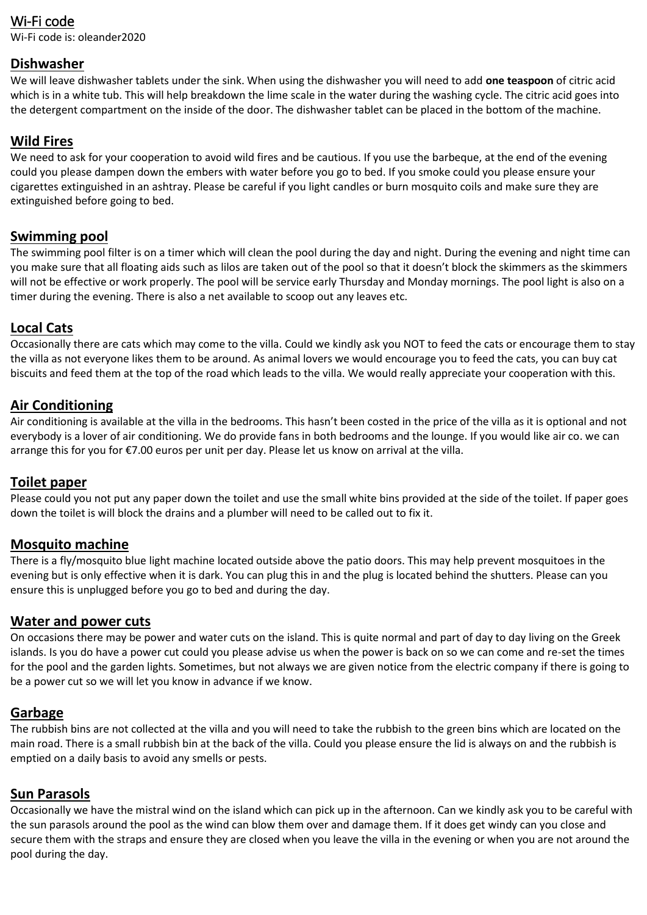## Wi-Fi code

Wi-Fi code is: oleander2020

## Dishwasher

We will leave dishwasher tablets under the sink. When using the dishwasher you will need to add **one teaspoon** of citric acid which is in a white tub. This will help breakdown the lime scale in the water during the washing cycle. The citric acid goes into the detergent compartment on the inside of the door. The dishwasher tablet can be placed in the bottom of the machine.

## Wild Fires

We need to ask for your cooperation to avoid wild fires and be cautious. If you use the barbeque, at the end of the evening could you please dampen down the embers with water before you go to bed. If you smoke could you please ensure your cigarettes extinguished in an ashtray. Please be careful if you light candles or burn mosquito coils and make sure they are extinguished before going to bed.

## Swimming pool

The swimming pool filter is on a timer which will clean the pool during the day and night. During the evening and night time can you make sure that all floating aids such as lilos are taken out of the pool so that it doesn't block the skimmers as the skimmers will not be effective or work properly. The pool will be service early Thursday and Monday mornings. The pool light is also on a timer during the evening. There is also a net available to scoop out any leaves etc.

## Local Cats

Occasionally there are cats which may come to the villa. Could we kindly ask you NOT to feed the cats or encourage them to stay the villa as not everyone likes them to be around. As animal lovers we would encourage you to feed the cats, you can buy cat biscuits and feed them at the top of the road which leads to the villa. We would really appreciate your cooperation with this.

## Air Conditioning

Air conditioning is available at the villa in the bedrooms. This hasn't been costed in the price of the villa as it is optional and not everybody is a lover of air conditioning. We do provide fans in both bedrooms and the lounge. If you would like air co. we can arrange this for you for €7.00 euros per unit per day. Please let us know on arrival at the villa.

## Toilet paper

Please could you not put any paper down the toilet and use the small white bins provided at the side of the toilet. If paper goes down the toilet is will block the drains and a plumber will need to be called out to fix it.

## Mosquito machine

There is a fly/mosquito blue light machine located outside above the patio doors. This may help prevent mosquitoes in the evening but is only effective when it is dark. You can plug this in and the plug is located behind the shutters. Please can you ensure this is unplugged before you go to bed and during the day.

## Water and power cuts

On occasions there may be power and water cuts on the island. This is quite normal and part of day to day living on the Greek islands. Is you do have a power cut could you please advise us when the power is back on so we can come and re-set the times for the pool and the garden lights. Sometimes, but not always we are given notice from the electric company if there is going to be a power cut so we will let you know in advance if we know.

## Garbage

The rubbish bins are not collected at the villa and you will need to take the rubbish to the green bins which are located on the main road. There is a small rubbish bin at the back of the villa. Could you please ensure the lid is always on and the rubbish is emptied on a daily basis to avoid any smells or pests.

## Sun Parasols

Occasionally we have the mistral wind on the island which can pick up in the afternoon. Can we kindly ask you to be careful with the sun parasols around the pool as the wind can blow them over and damage them. If it does get windy can you close and secure them with the straps and ensure they are closed when you leave the villa in the evening or when you are not around the pool during the day.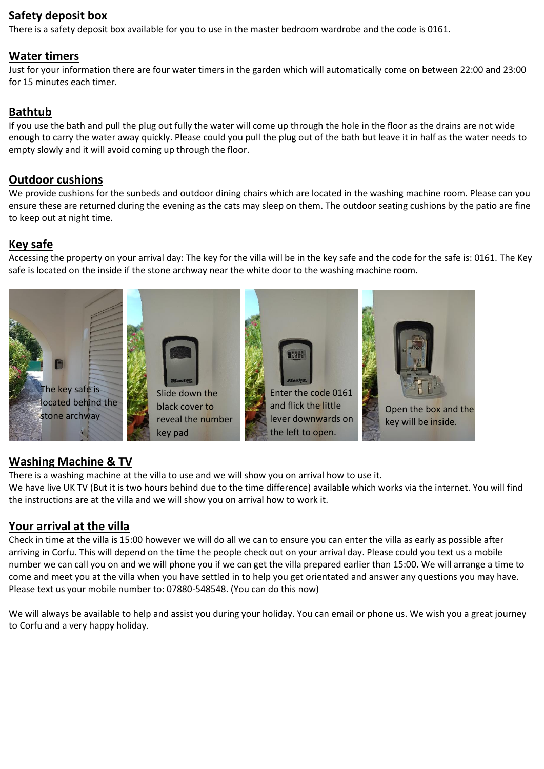## Safety deposit box

There is a safety deposit box available for you to use in the master bedroom wardrobe and the code is 0161.

## Water timers

Just for your information there are four water timers in the garden which will automatically come on between 22:00 and 23:00 for 15 minutes each timer.

## Bathtub

If you use the bath and pull the plug out fully the water will come up through the hole in the floor as the drains are not wide enough to carry the water away quickly. Please could you pull the plug out of the bath but leave it in half as the water needs to empty slowly and it will avoid coming up through the floor.

## Outdoor cushions

We provide cushions for the sunbeds and outdoor dining chairs which are located in the washing machine room. Please can you ensure these are returned during the evening as the cats may sleep on them. The outdoor seating cushions by the patio are fine to keep out at night time.

## Key safe

Accessing the property on your arrival day: The key for the villa will be in the key safe and the code for the safe is: 0161. The Key safe is located on the inside if the stone archway near the white door to the washing machine room.

The key safe is located behind the stone archway

Slide down the black cover to reveal the number key pad

Enter the code 0161 and flick the little lever downwards on the left to open.

Open the box and the key will be inside.

## Washing Machine & TV

There is a washing machine at the villa to use and we will show you on arrival how to use it.

We have live UK TV (But it is two hours behind due to the time difference) available which works via the internet. You will find the instructions are at the villa and we will show you on arrival how to work it.

## Your arrival at the villa

Check in time at the villa is 15:00 however we will do all we can to ensure you can enter the villa as early as possible after arriving in Corfu. This will depend on the time the people check out on your arrival day. Please could you text us a mobile number we can call you on and we will phone you if we can get the villa prepared earlier than 15:00. We will arrange a time to come and meet you at the villa when you have settled in to help you get orientated and answer any questions you may have. Please text us your mobile number to: 07880-548548. (You can do this now)

We will always be available to help and assist you during your holiday. You can email or phone us. We wish you a great journey to Corfu and a very happy holiday.